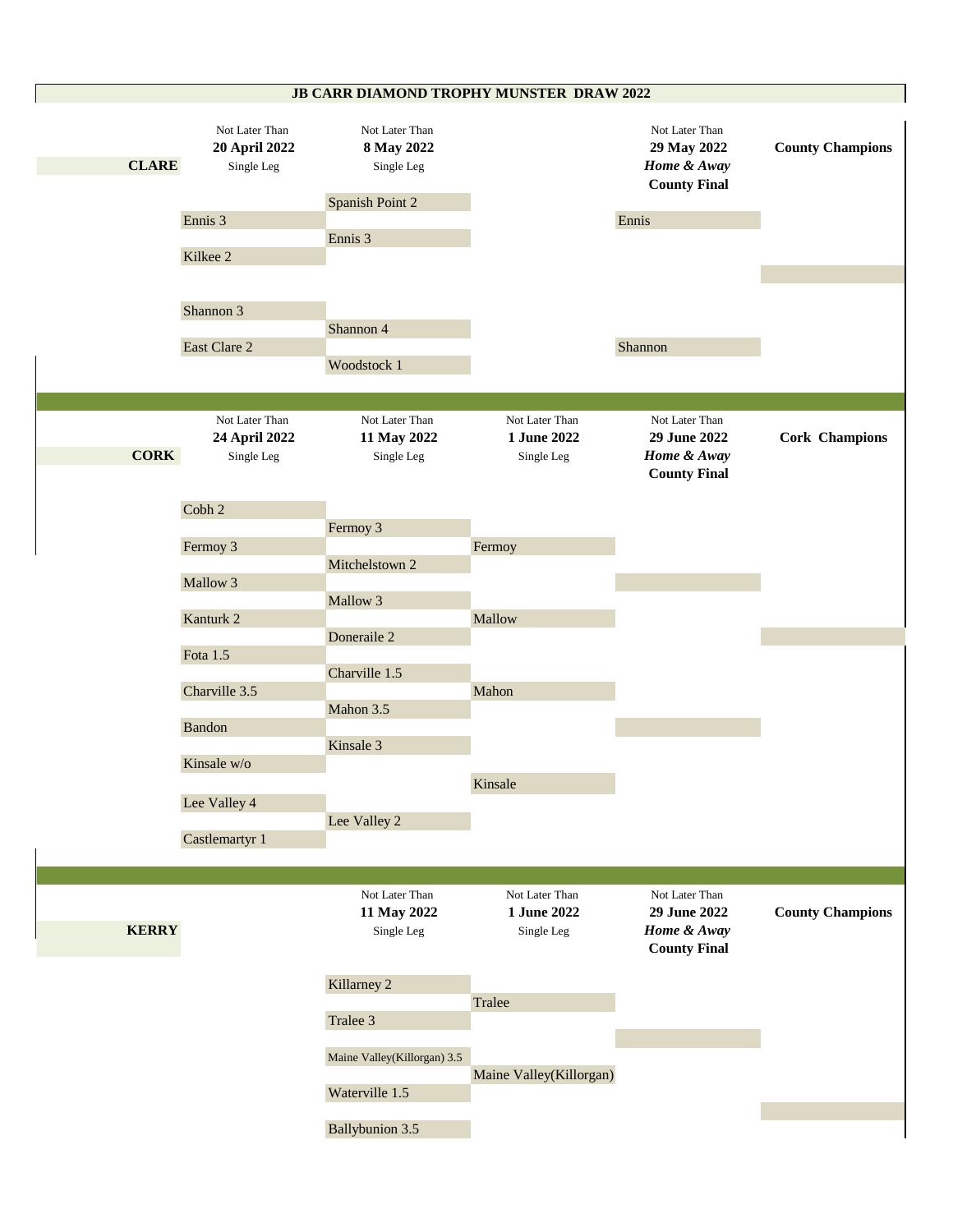# JB CARR DIAMOND TROPHY MUNSTER DRAW 2022

## CLARE

| Not Later Than **20 April 2022** Single Leg | Not Later Than **8 May 2022** Single Leg | | Not Later Than **29 May 2022** ***Home & Away*** **County Final** | **County Champions** |
|---|---|---|---|---|
| | Spanish Point 2 | | | |
| Ennis 3 | | | Ennis | |
| | Ennis 3 | | | |
| Kilkee 2 | | | | |
| Shannon 3 | | | | |
| | Shannon 4 | | | |
| East Clare 2 | | | Shannon | |
| | Woodstock 1 | | | |

## CORK

| Not Later Than **24 April 2022** Single Leg | Not Later Than **11 May 2022** Single Leg | Not Later Than **1 June 2022** Single Leg | Not Later Than **29 June 2022** ***Home & Away*** **County Final** | **Cork Champions** |
|---|---|---|---|---|
| Cobh 2 | | | | |
| | Fermoy 3 | | | |
| Fermoy 3 | | Fermoy | | |
| | Mitchelstown 2 | | | |
| Mallow 3 | | | | |
| | Mallow 3 | | | |
| Kanturk 2 | | Mallow | | |
| | Doneraile 2 | | | |
| Fota 1.5 | | | | |
| | Charville 1.5 | | | |
| Charville 3.5 | | Mahon | | |
| | Mahon 3.5 | | | |
| Bandon | | | | |
| | Kinsale 3 | | | |
| Kinsale w/o | | | | |
| | | Kinsale | | |
| Lee Valley 4 | | | | |
| | Lee Valley 2 | | | |
| Castlemartyr 1 | | | | |

## KERRY

| Not Later Than **11 May 2022** Single Leg | Not Later Than **1 June 2022** Single Leg | Not Later Than **29 June 2022** ***Home & Away*** **County Final** | **County Champions** |
|---|---|---|---|
| Killarney 2 | | | |
| | Tralee | | |
| Tralee 3 | | | |
| Maine Valley(Killorgan) 3.5 | | | |
| | Maine Valley(Killorgan) | | |
| Waterville 1.5 | | | |
| Ballybunion 3.5 | | | |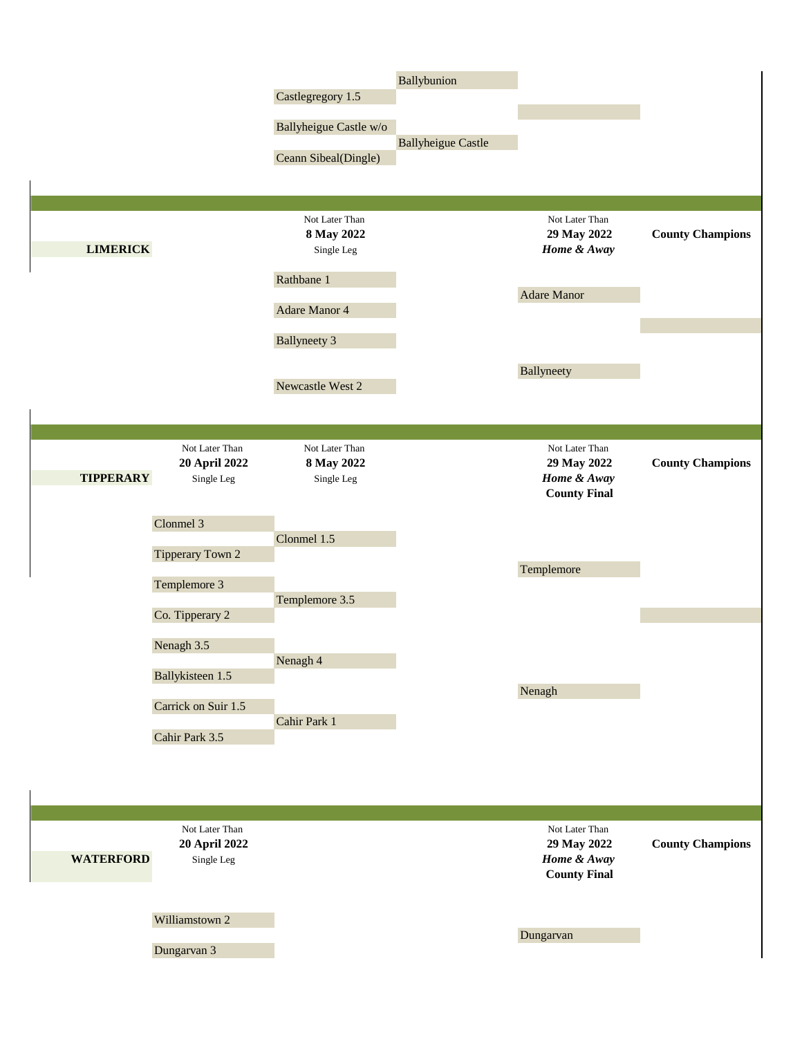**Kerry (continued)**

| Round | Next Round | Final |
|---|---|---|
| | Ballybunion | |
| Castlegregory 1.5 | | |
| Ballyheigue Castle w/o | | |
| | Ballyheigue Castle | |
| Ceann Sibeal(Dingle) | | |

## LIMERICK

| Not Later Than **8 May 2022** Single Leg | Not Later Than **29 May 2022** *Home & Away* | **County Champions** |
|---|---|---|
| Rathbane 1 | | |
| Adare Manor 4 | Adare Manor | |
| Ballyneety 3 | | |
| Newcastle West 2 | Ballyneety | |

## TIPPERARY

| Not Later Than **20 April 2022** Single Leg | Not Later Than **8 May 2022** Single Leg | Not Later Than **29 May 2022** *Home & Away* **County Final** | **County Champions** |
|---|---|---|---|
| Clonmel 3 | | | |
| Tipperary Town 2 | Clonmel 1.5 | | |
| Templemore 3 | | Templemore | |
| Co. Tipperary 2 | Templemore 3.5 | | |
| Nenagh 3.5 | | | |
| Ballykisteen 1.5 | Nenagh 4 | | |
| Carrick on Suir 1.5 | | Nenagh | |
| Cahir Park 3.5 | Cahir Park 1 | | |

## WATERFORD

| Not Later Than **20 April 2022** Single Leg | Not Later Than **29 May 2022** *Home & Away* **County Final** | **County Champions** |
|---|---|---|
| Williamstown 2 | | |
| Dungarvan 3 | Dungarvan | |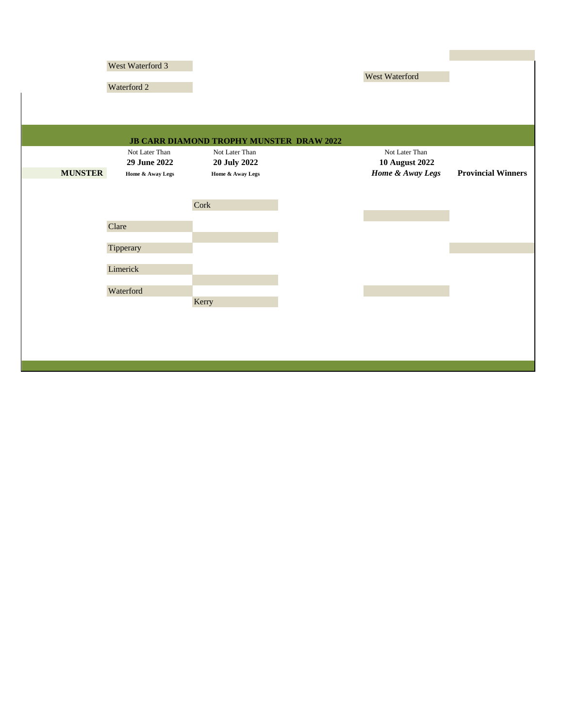West Waterford 3

Waterford 2

West Waterford

## JB CARR DIAMOND TROPHY MUNSTER DRAW 2022

| MUNSTER | Not Later Than **29 June 2022** **Home & Away Legs** | Not Later Than **20 July 2022** **Home & Away Legs** | Not Later Than **10 August 2022** ***Home & Away Legs*** | **Provincial Winners** |
|---|---|---|---|---|
| | | Cork | | |
| | Clare | | | |
| | Tipperary | | | |
| | Limerick | | | |
| | Waterford | Kerry | | |